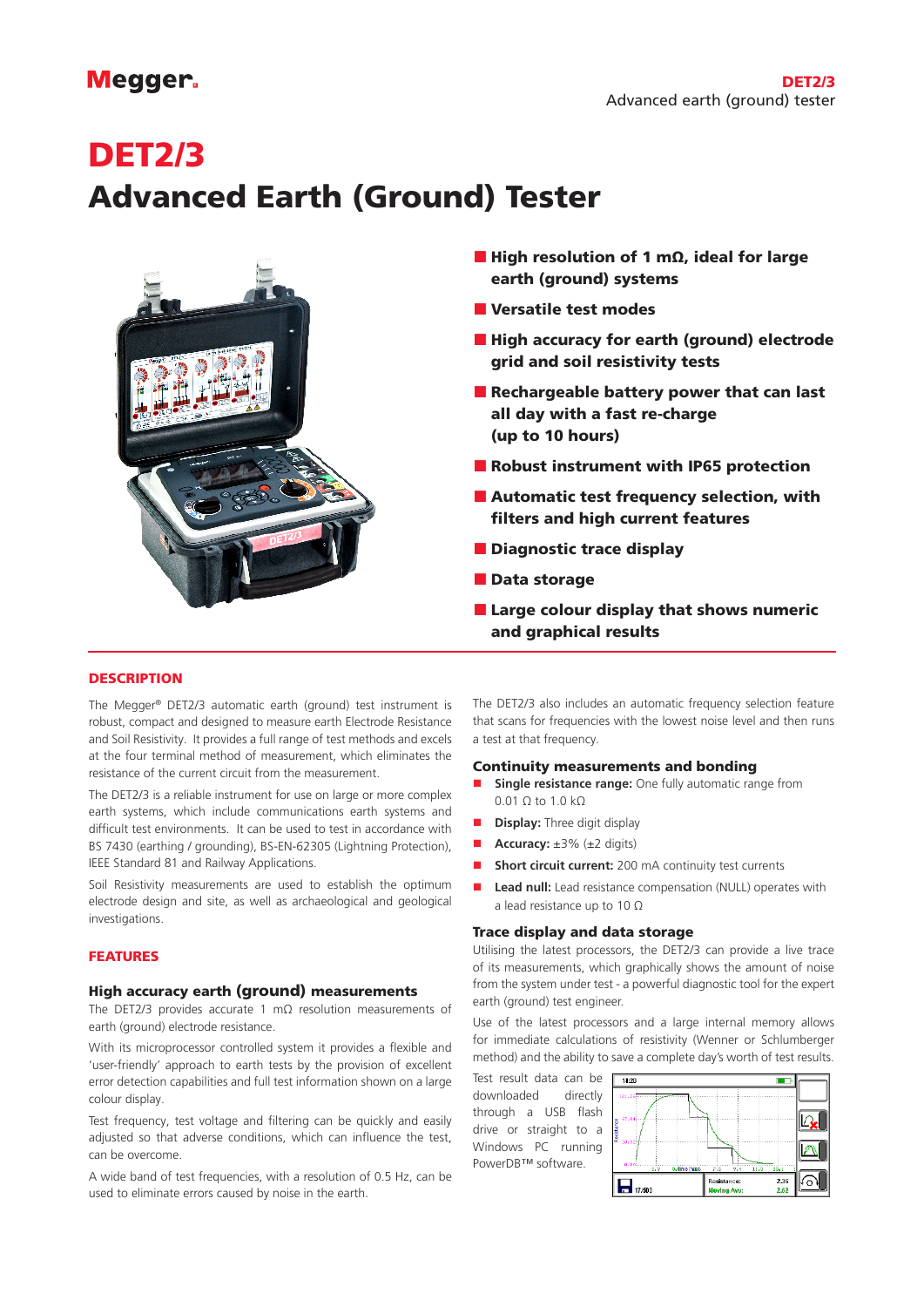# DET2/3

# Advanced Earth (Ground) Tester

- **High resolution of 1 mΩ, ideal for large earth (ground) systems**
- **Versatile test modes**
- **High accuracy for earth (ground) electrode grid and soil resistivity tests**
- **Rechargeable battery power that can last all day with a fast re-charge (up to 10 hours)**
- **Robust instrument with IP65 protection**
- **Automatic test frequency selection, with filters and high current features**
- **Diagnostic trace display**
- **Data storage**
- **Large colour display that shows numeric and graphical results**

## DESCRIPTION

The Megger® DET2/3 automatic earth (ground) test instrument is robust, compact and designed to measure earth Electrode Resistance and Soil Resistivity. It provides a full range of test methods and excels at the four terminal method of measurement, which eliminates the resistance of the current circuit from the measurement.

The DET2/3 is a reliable instrument for use on large or more complex earth systems, which include communications earth systems and difficult test environments. It can be used to test in accordance with BS 7430 (earthing / grounding), BS-EN-62305 (Lightning Protection), IEEE Standard 81 and Railway Applications.

Soil Resistivity measurements are used to establish the optimum electrode design and site, as well as archaeological and geological investigations.

## FEATURES

### High accuracy earth (ground) measurements

The DET2/3 provides accurate 1 mΩ resolution measurements of earth (ground) electrode resistance.

With its microprocessor controlled system it provides a flexible and 'user-friendly' approach to earth tests by the provision of excellent error detection capabilities and full test information shown on a large colour display.

Test frequency, test voltage and filtering can be quickly and easily adjusted so that adverse conditions, which can influence the test, can be overcome.

A wide band of test frequencies, with a resolution of 0.5 Hz, can be used to eliminate errors caused by noise in the earth.

The DET2/3 also includes an automatic frequency selection feature that scans for frequencies with the lowest noise level and then runs a test at that frequency.

### Continuity measurements and bonding

- **Single resistance range:** One fully automatic range from 0.01 Ω to 1.0 kΩ
- **Display:** Three digit display
- **Accuracy:** ±3% (±2 digits)
- **Short circuit current:** 200 mA continuity test currents
- **Lead null:** Lead resistance compensation (NULL) operates with a lead resistance up to 10 Ω

### Trace display and data storage

Utilising the latest processors, the DET2/3 can provide a live trace of its measurements, which graphically shows the amount of noise from the system under test - a powerful diagnostic tool for the expert earth (ground) test engineer.

Use of the latest processors and a large internal memory allows for immediate calculations of resistivity (Wenner or Schlumberger method) and the ability to save a complete day's worth of test results.

Test result data can be downloaded directly through a USB flash drive or straight to a Windows PC running PowerDB™ software.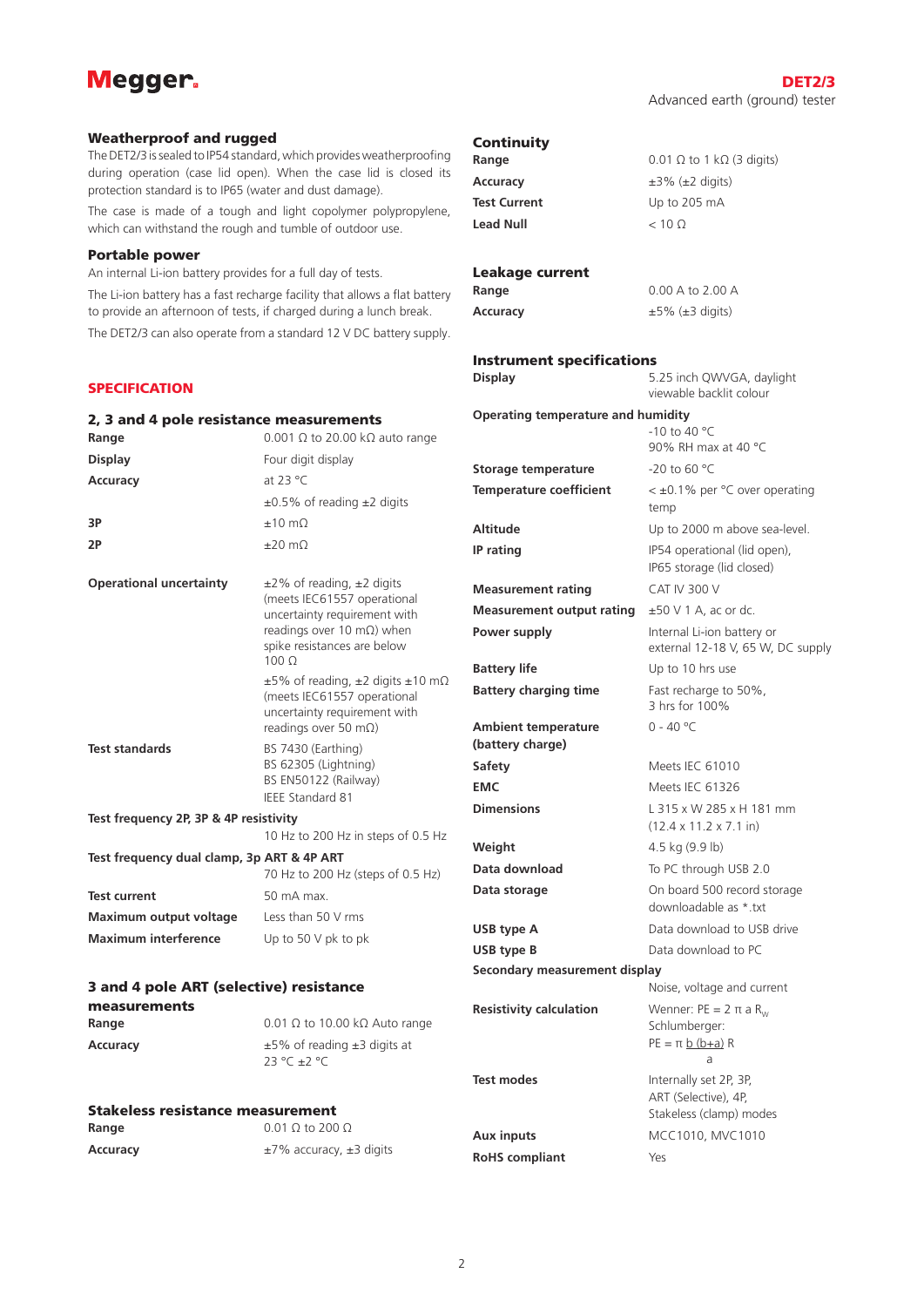### Weatherproof and rugged

The DET2/3 is sealed to IP54 standard, which provides weatherproofing during operation (case lid open). When the case lid is closed its protection standard is to IP65 (water and dust damage).

The case is made of a tough and light copolymer polypropylene, which can withstand the rough and tumble of outdoor use.

### Portable power

An internal Li-ion battery provides for a full day of tests.

The Li-ion battery has a fast recharge facility that allows a flat battery to provide an afternoon of tests, if charged during a lunch break.

The DET2/3 can also operate from a standard 12 V DC battery supply.

## SPECIFICATION

### 2, 3 and 4 pole resistance measurements

| | |
|---|---|
| **Range** | 0.001 Ω to 20.00 kΩ auto range |
| **Display** | Four digit display |
| **Accuracy** | at 23 °C |
| | ±0.5% of reading ±2 digits |
| **3P** | ±10 mΩ |
| **2P** | ±20 mΩ |
| **Operational uncertainty** | ±2% of reading, ±2 digits (meets IEC61557 operational uncertainty requirement with readings over 10 mΩ) when spike resistances are below 100 Ω |
| | ±5% of reading, ±2 digits ±10 mΩ (meets IEC61557 operational uncertainty requirement with readings over 50 mΩ) |
| **Test standards** | BS 7430 (Earthing)<br>BS 62305 (Lightning)<br>BS EN50122 (Railway)<br>IEEE Standard 81 |
| **Test frequency 2P, 3P & 4P resistivity** | 10 Hz to 200 Hz in steps of 0.5 Hz |
| **Test frequency dual clamp, 3p ART & 4P ART** | 70 Hz to 200 Hz (steps of 0.5 Hz) |
| **Test current** | 50 mA max. |
| **Maximum output voltage** | Less than 50 V rms |
| **Maximum interference** | Up to 50 V pk to pk |

### 3 and 4 pole ART (selective) resistance measurements

| | |
|---|---|
| **Range** | 0.01 Ω to 10.00 kΩ Auto range |
| **Accuracy** | ±5% of reading ±3 digits at 23 °C ±2 °C |

### Stakeless resistance measurement

| | |
|---|---|
| **Range** | 0.01 Ω to 200 Ω |
| **Accuracy** | ±7% accuracy, ±3 digits |

### Continuity

| | |
|---|---|
| **Range** | 0.01 Ω to 1 kΩ (3 digits) |
| **Accuracy** | ±3% (±2 digits) |
| **Test Current** | Up to 205 mA |
| **Lead Null** | < 10 Ω |

### Leakage current

| | |
|---|---|
| **Range** | 0.00 A to 2.00 A |
| **Accuracy** | ±5% (±3 digits) |

### Instrument specifications

| | |
|---|---|
| **Display** | 5.25 inch QWVGA, daylight viewable backlit colour |
| **Operating temperature and humidity** | -10 to 40 °C<br>90% RH max at 40 °C |
| **Storage temperature** | -20 to 60 °C |
| **Temperature coefficient** | < ±0.1% per °C over operating temp |
| **Altitude** | Up to 2000 m above sea-level. |
| **IP rating** | IP54 operational (lid open), IP65 storage (lid closed) |
| **Measurement rating** | CAT IV 300 V |
| **Measurement output rating** | ±50 V 1 A, ac or dc. |
| **Power supply** | Internal Li-ion battery or external 12-18 V, 65 W, DC supply |
| **Battery life** | Up to 10 hrs use |
| **Battery charging time** | Fast recharge to 50%, 3 hrs for 100% |
| **Ambient temperature (battery charge)** | 0 - 40 °C |
| **Safety** | Meets IEC 61010 |
| **EMC** | Meets IEC 61326 |
| **Dimensions** | L 315 x W 285 x H 181 mm (12.4 x 11.2 x 7.1 in) |
| **Weight** | 4.5 kg (9.9 lb) |
| **Data download** | To PC through USB 2.0 |
| **Data storage** | On board 500 record storage downloadable as *.txt |
| **USB type A** | Data download to USB drive |
| **USB type B** | Data download to PC |
| **Secondary measurement display** | Noise, voltage and current |
| **Resistivity calculation** | Wenner: $PE = 2 \pi a R_W$<br>Schlumberger:<br>$PE = \pi \frac{b(b+a)}{a} R$ |
| **Test modes** | Internally set 2P, 3P, ART (Selective), 4P, Stakeless (clamp) modes |
| **Aux inputs** | MCC1010, MVC1010 |
| **RoHS compliant** | Yes |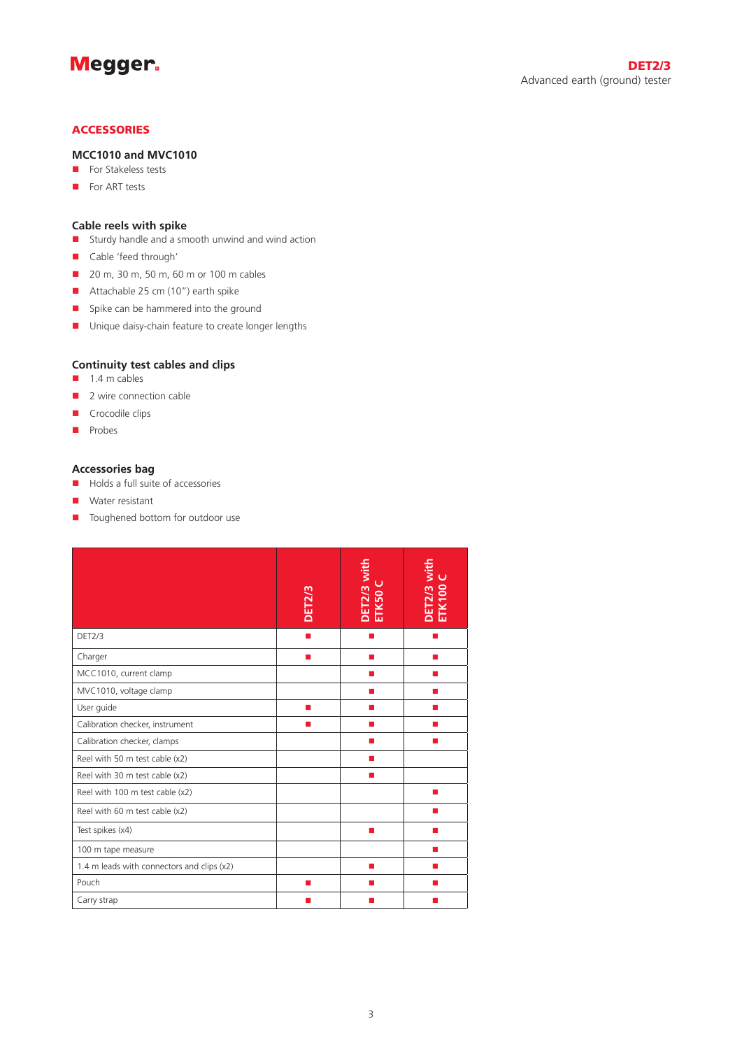## ACCESSORIES

### MCC1010 and MVC1010

- For Stakeless tests
- For ART tests

### Cable reels with spike

- Sturdy handle and a smooth unwind and wind action
- Cable 'feed through'
- 20 m, 30 m, 50 m, 60 m or 100 m cables
- Attachable 25 cm (10") earth spike
- Spike can be hammered into the ground
- Unique daisy-chain feature to create longer lengths

### Continuity test cables and clips

- 1.4 m cables
- 2 wire connection cable
- Crocodile clips
- Probes

### Accessories bag

- Holds a full suite of accessories
- Water resistant
- Toughened bottom for outdoor use

| | DET2/3 | DET2/3 with ETK50 C | DET2/3 with ETK100 C |
|---|---|---|---|
| DET2/3 | ■ | ■ | ■ |
| Charger | ■ | ■ | ■ |
| MCC1010, current clamp | | ■ | ■ |
| MVC1010, voltage clamp | | ■ | ■ |
| User guide | ■ | ■ | ■ |
| Calibration checker, instrument | ■ | ■ | ■ |
| Calibration checker, clamps | | ■ | ■ |
| Reel with 50 m test cable (x2) | | ■ | |
| Reel with 30 m test cable (x2) | | ■ | |
| Reel with 100 m test cable (x2) | | | ■ |
| Reel with 60 m test cable (x2) | | | ■ |
| Test spikes (x4) | | ■ | ■ |
| 100 m tape measure | | | ■ |
| 1.4 m leads with connectors and clips (x2) | | ■ | ■ |
| Pouch | ■ | ■ | ■ |
| Carry strap | ■ | ■ | ■ |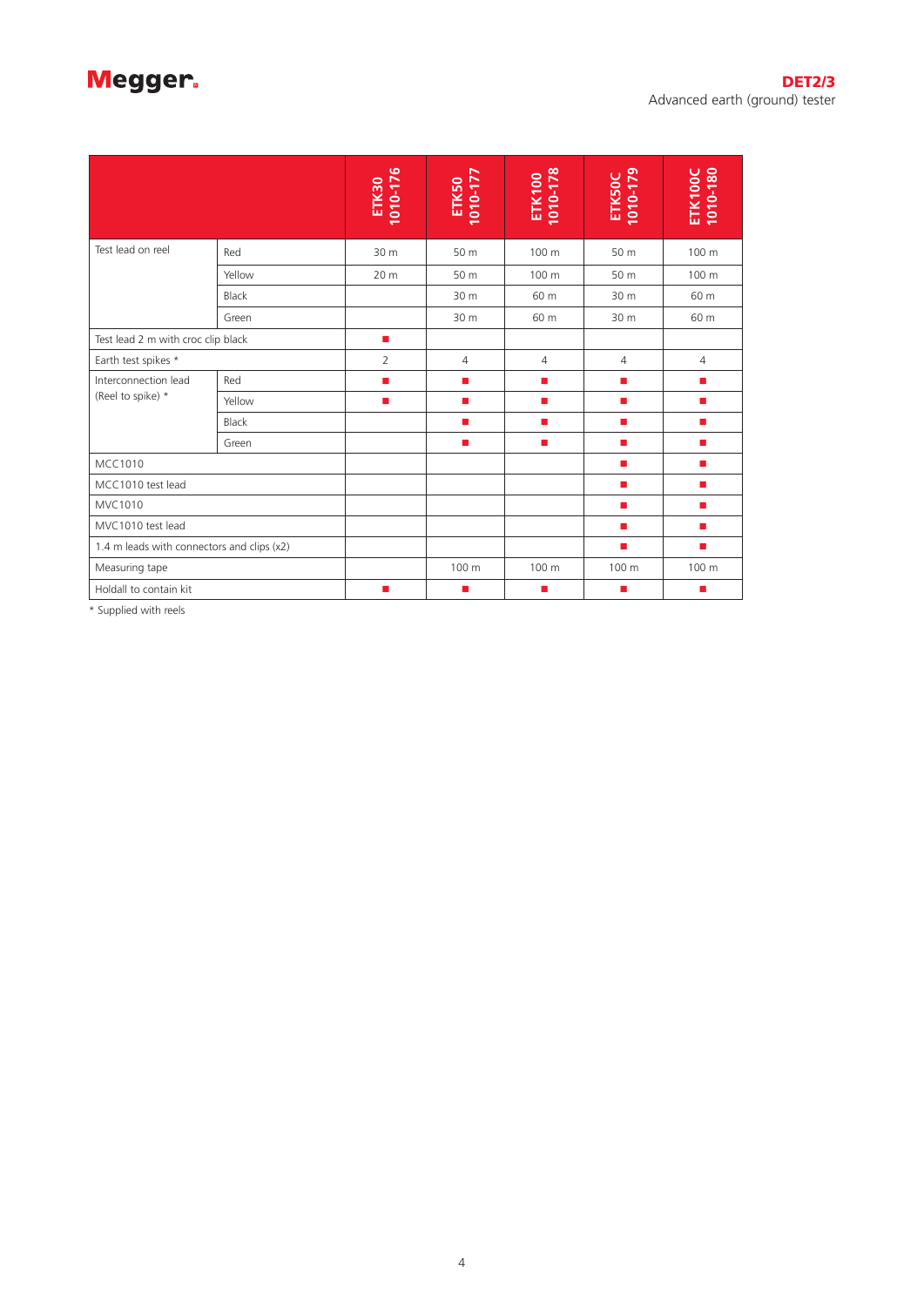| | | ETK30 1010-176 | ETK50 1010-177 | ETK100 1010-178 | ETK50C 1010-179 | ETK100C 1010-180 |
|---|---|---|---|---|---|---|
| Test lead on reel | Red | 30 m | 50 m | 100 m | 50 m | 100 m |
| | Yellow | 20 m | 50 m | 100 m | 50 m | 100 m |
| | Black | | 30 m | 60 m | 30 m | 60 m |
| | Green | | 30 m | 60 m | 30 m | 60 m |
| Test lead 2 m with croc clip black | | ■ | | | | |
| Earth test spikes * | | 2 | 4 | 4 | 4 | 4 |
| Interconnection lead (Reel to spike) * | Red | ■ | ■ | ■ | ■ | ■ |
| | Yellow | ■ | ■ | ■ | ■ | ■ |
| | Black | | ■ | ■ | ■ | ■ |
| | Green | | ■ | ■ | ■ | ■ |
| MCC1010 | | | | | ■ | ■ |
| MCC1010 test lead | | | | | ■ | ■ |
| MVC1010 | | | | | ■ | ■ |
| MVC1010 test lead | | | | | ■ | ■ |
| 1.4 m leads with connectors and clips (x2) | | | | | ■ | ■ |
| Measuring tape | | | 100 m | 100 m | 100 m | 100 m |
| Holdall to contain kit | | ■ | ■ | ■ | ■ | ■ |

* Supplied with reels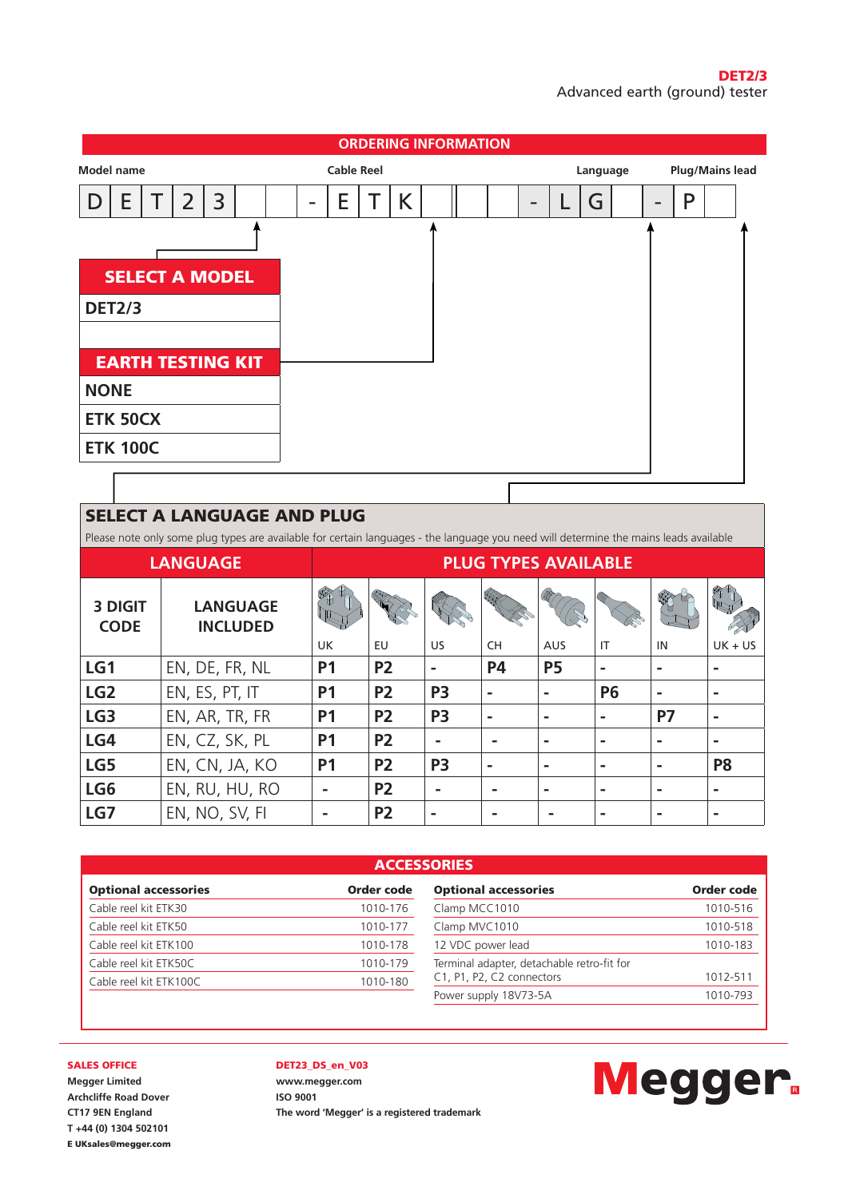**DET2/3**
Advanced earth (ground) tester

## ORDERING INFORMATION

| Model name | | | | | | | | Cable Reel | | | | | | | Language | | | | Plug/Mains lead | |
|---|---|---|---|---|---|---|---|---|---|---|---|---|---|---|---|---|---|---|---|---|
| D | E | T | 2 | 3 | | | - | E | T | K | | | | - | L | G | | - | P | |

### SELECT A MODEL

| SELECT A MODEL |
|---|
| DET2/3 |

### EARTH TESTING KIT

| EARTH TESTING KIT |
|---|
| NONE |
| ETK 50CX |
| ETK 100C |

## SELECT A LANGUAGE AND PLUG

Please note only some plug types are available for certain languages - the language you need will determine the mains leads available

| LANGUAGE | | PLUG TYPES AVAILABLE | | | | | | | |
|---|---|---|---|---|---|---|---|---|---|
| 3 DIGIT CODE | LANGUAGE INCLUDED | UK | EU | US | CH | AUS | IT | IN | UK + US |
| LG1 | EN, DE, FR, NL | P1 | P2 | - | P4 | P5 | - | - | - |
| LG2 | EN, ES, PT, IT | P1 | P2 | P3 | - | - | P6 | - | - |
| LG3 | EN, AR, TR, FR | P1 | P2 | P3 | - | - | - | P7 | - |
| LG4 | EN, CZ, SK, PL | P1 | P2 | - | - | - | - | - | - |
| LG5 | EN, CN, JA, KO | P1 | P2 | P3 | - | - | - | - | P8 |
| LG6 | EN, RU, HU, RO | - | P2 | - | - | - | - | - | - |
| LG7 | EN, NO, SV, FI | - | P2 | - | - | - | - | - | - |

## ACCESSORIES

| Optional accessories | Order code |
|---|---|
| Cable reel kit ETK30 | 1010-176 |
| Cable reel kit ETK50 | 1010-177 |
| Cable reel kit ETK100 | 1010-178 |
| Cable reel kit ETK50C | 1010-179 |
| Cable reel kit ETK100C | 1010-180 |

| Optional accessories | Order code |
|---|---|
| Clamp MCC1010 | 1010-516 |
| Clamp MVC1010 | 1010-518 |
| 12 VDC power lead | 1010-183 |
| Terminal adapter, detachable retro-fit for C1, P1, P2, C2 connectors | 1012-511 |
| Power supply 18V73-5A | 1010-793 |

**SALES OFFICE**
Megger Limited
Archcliffe Road Dover
CT17 9EN England
T +44 (0) 1304 502101
E UKsales@megger.com

**DET23_DS_en_V03**
www.megger.com
ISO 9001
The word 'Megger' is a registered trademark

Megger.